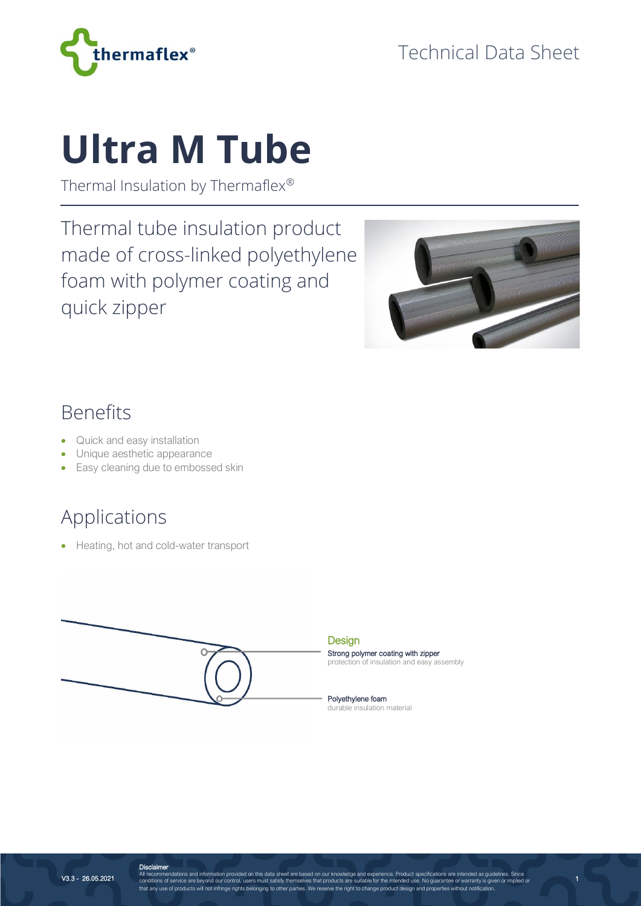Technical Data Sheet

# Ultra M Tube

Thermal Insulation by Thermaflex®

Thermal tube insulation product made of cross-linked polyethylene foam with polymer coating and quick zipper

## Benefits

- Quick and easy installation
- Unique aesthetic appearance
- Easy cleaning due to embossed skin

## Applications

- Heating, hot and cold-water transport

### Design

**Strong polymer coating with zipper**
protection of insulation and easy assembly

**Polyethylene foam**
durable insulation material

V3.3 - 26.05.2021

**Disclaimer**
All recommendations and information provided on this data sheet are based on our knowledge and experience. Product specifications are intended as guidelines. Since conditions of service are beyond our control, users must satisfy themselves that products are suitable for the intended use. No guarantee or warranty is given or implied or that any use of products will not infringe rights belonging to other parties. We reserve the right to change product design and properties without notification.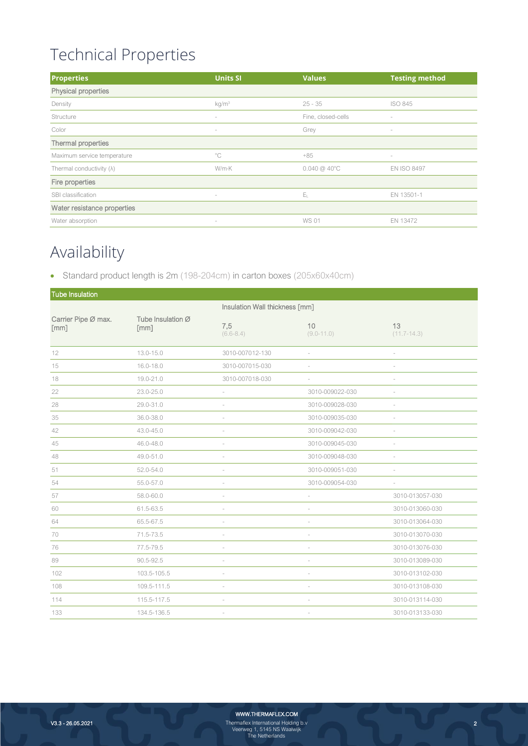# Technical Properties

| Properties | Units SI | Values | Testing method |
|---|---|---|---|
| Physical properties | | | |
| Density | kg/m³ | 25 - 35 | ISO 845 |
| Structure | - | Fine, closed-cells | - |
| Color | - | Grey | - |
| Thermal properties | | | |
| Maximum service temperature | °C | +85 | - |
| Thermal conductivity (λ) | W/m·K | 0.040 @ 40°C | EN ISO 8497 |
| Fire properties | | | |
| SBI classification | - | $E_L$ | EN 13501-1 |
| Water resistance properties | | | |
| Water absorption | - | WS 01 | EN 13472 |

# Availability

- Standard product length is 2m (198-204cm) in carton boxes (205x60x40cm)

| Tube Insulation | | | | |
|---|---|---|---|---|
| | | Insulation Wall thickness [mm] | | |
| Carrier Pipe Ø max. [mm] | Tube Insulation Ø [mm] | 7,5 (6.6-8.4) | 10 (9.0-11.0) | 13 (11.7-14.3) |
| 12 | 13.0-15.0 | 3010-007012-130 | - | - |
| 15 | 16.0-18.0 | 3010-007015-030 | - | - |
| 18 | 19.0-21.0 | 3010-007018-030 | - | - |
| 22 | 23.0-25.0 | - | 3010-009022-030 | - |
| 28 | 29.0-31.0 | - | 3010-009028-030 | - |
| 35 | 36.0-38.0 | - | 3010-009035-030 | - |
| 42 | 43.0-45.0 | - | 3010-009042-030 | - |
| 45 | 46.0-48.0 | - | 3010-009045-030 | - |
| 48 | 49.0-51.0 | - | 3010-009048-030 | - |
| 51 | 52.0-54.0 | - | 3010-009051-030 | - |
| 54 | 55.0-57.0 | - | 3010-009054-030 | - |
| 57 | 58.0-60.0 | - | - | 3010-013057-030 |
| 60 | 61.5-63.5 | - | - | 3010-013060-030 |
| 64 | 65.5-67.5 | - | - | 3010-013064-030 |
| 70 | 71.5-73.5 | - | - | 3010-013070-030 |
| 76 | 77.5-79.5 | - | - | 3010-013076-030 |
| 89 | 90.5-92.5 | - | - | 3010-013089-030 |
| 102 | 103.5-105.5 | - | - | 3010-013102-030 |
| 108 | 109.5-111.5 | - | - | 3010-013108-030 |
| 114 | 115.5-117.5 | - | - | 3010-013114-030 |
| 133 | 134.5-136.5 | - | - | 3010-013133-030 |

V3.3 - 26.05.2021

WWW.THERMAFLEX.COM
Thermaflex International Holding b.v
Veerweg 1, 5145 NS Waalwijk
The Netherlands